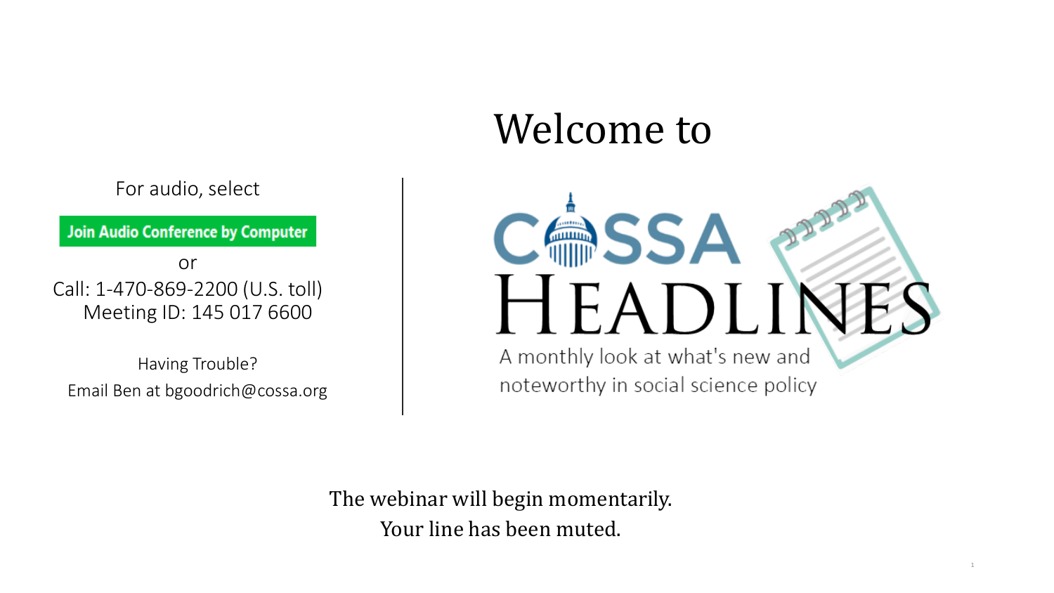# Welcome to

# COSSA HEADLINES

A monthly look at what's new and noteworthy in social science policy

For audio, select

**Join Audio Conference by Computer**

or

Call: 1-470-869-2200 (U.S. toll)
Meeting ID: 145 017 6600

Having Trouble?
Email Ben at bgoodrich@cossa.org

The webinar will begin momentarily.
Your line has been muted.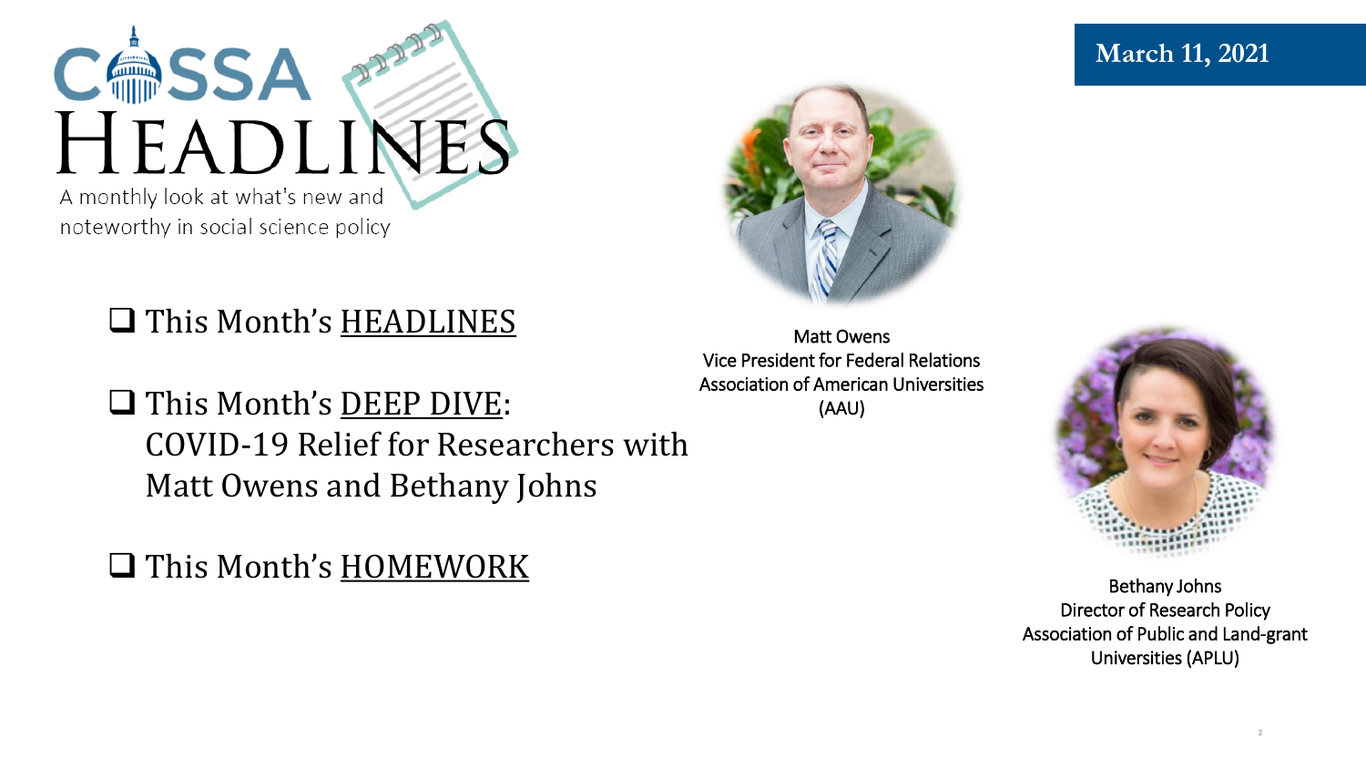# COSSA HEADLINES

A monthly look at what's new and noteworthy in social science policy

**March 11, 2021**

- ❑ This Month's HEADLINES
- ❑ This Month's DEEP DIVE: COVID-19 Relief for Researchers with Matt Owens and Bethany Johns
- ❑ This Month's HOMEWORK

Matt Owens
Vice President for Federal Relations
Association of American Universities (AAU)

Bethany Johns
Director of Research Policy
Association of Public and Land-grant Universities (APLU)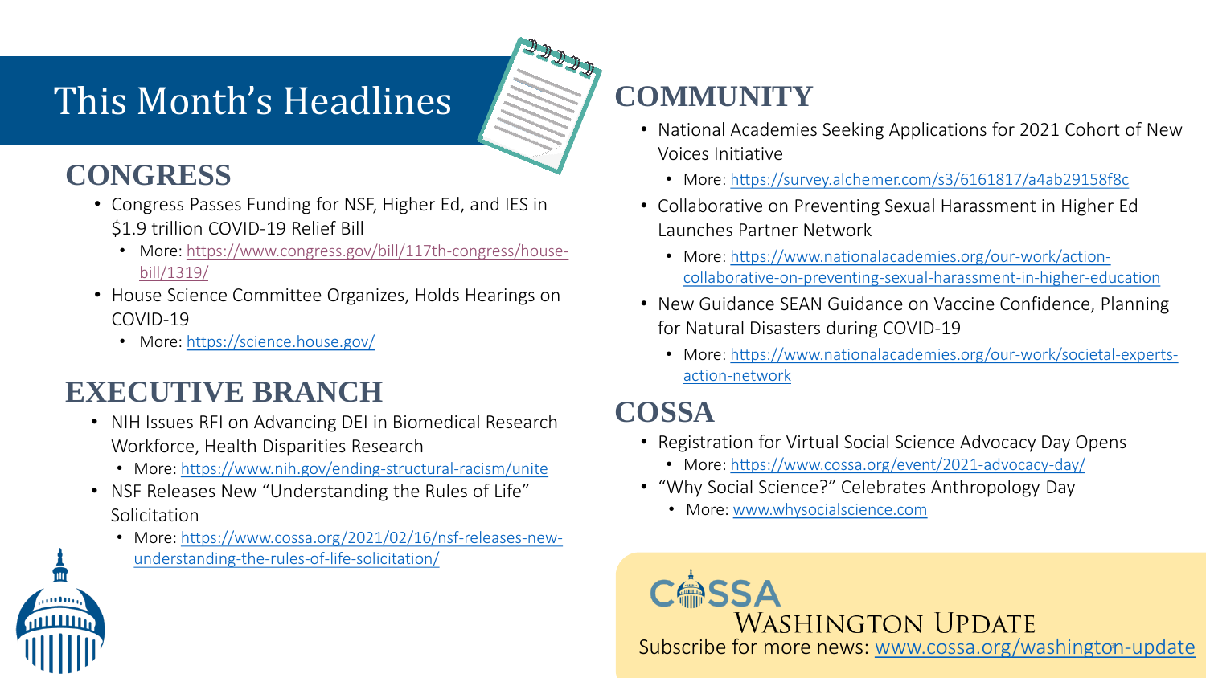# This Month's Headlines

## CONGRESS

- Congress Passes Funding for NSF, Higher Ed, and IES in $1.9 trillion COVID-19 Relief Bill
  - More: https://www.congress.gov/bill/117th-congress/house-bill/1319/
- House Science Committee Organizes, Holds Hearings on COVID-19
  - More: https://science.house.gov/

## EXECUTIVE BRANCH

- NIH Issues RFI on Advancing DEI in Biomedical Research Workforce, Health Disparities Research
  - More: https://www.nih.gov/ending-structural-racism/unite
- NSF Releases New "Understanding the Rules of Life" Solicitation
  - More: https://www.cossa.org/2021/02/16/nsf-releases-new-understanding-the-rules-of-life-solicitation/

## COMMUNITY

- National Academies Seeking Applications for 2021 Cohort of New Voices Initiative
  - More: https://survey.alchemer.com/s3/6161817/a4ab29158f8c
- Collaborative on Preventing Sexual Harassment in Higher Ed Launches Partner Network
  - More: https://www.nationalacademies.org/our-work/action-collaborative-on-preventing-sexual-harassment-in-higher-education
- New Guidance SEAN Guidance on Vaccine Confidence, Planning for Natural Disasters during COVID-19
  - More: https://www.nationalacademies.org/our-work/societal-experts-action-network

## COSSA

- Registration for Virtual Social Science Advocacy Day Opens
  - More: https://www.cossa.org/event/2021-advocacy-day/
- "Why Social Science?" Celebrates Anthropology Day
  - More: www.whysocialscience.com

COSSA Washington Update

Subscribe for more news: www.cossa.org/washington-update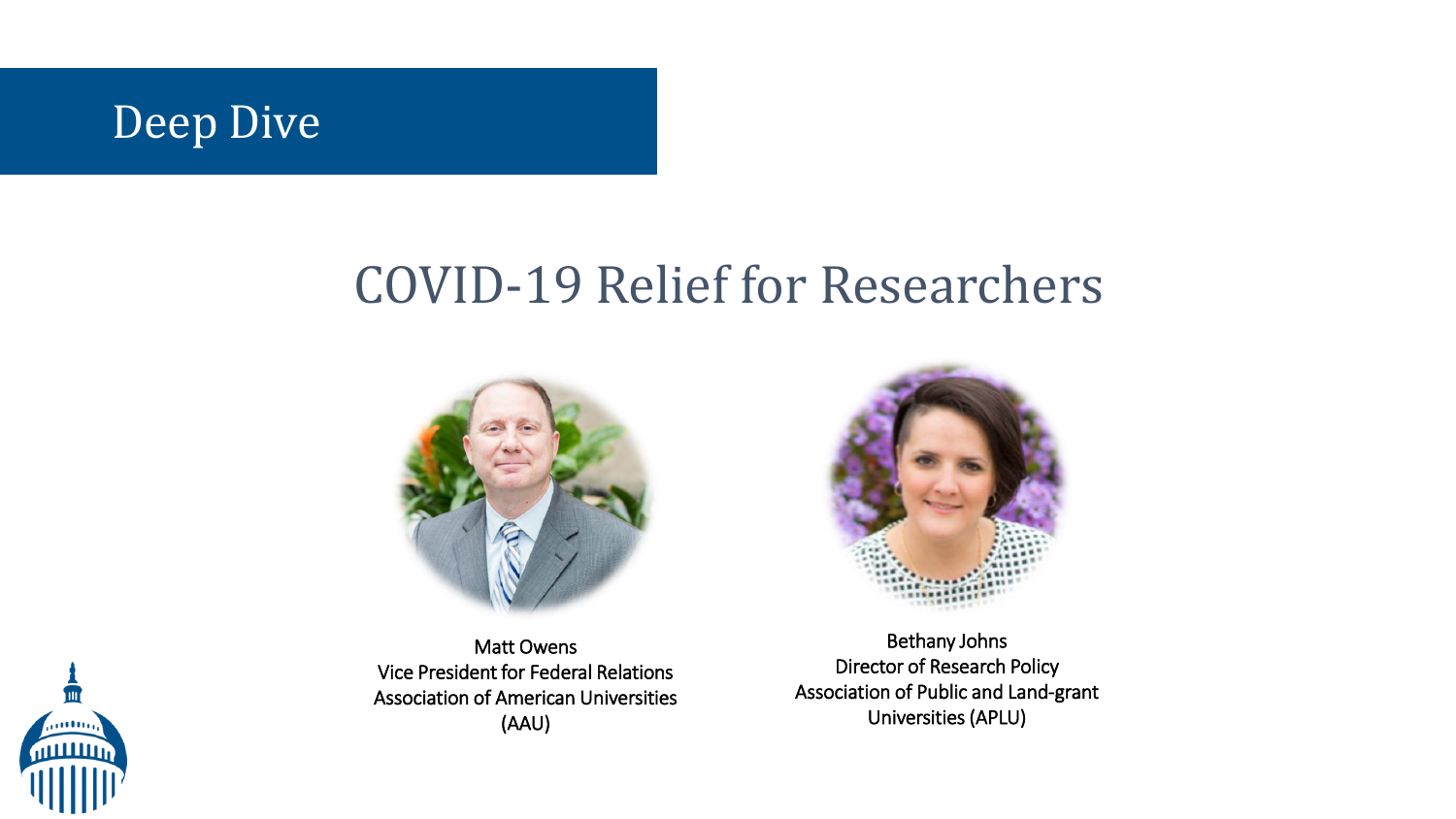# Deep Dive

## COVID-19 Relief for Researchers

Matt Owens
Vice President for Federal Relations
Association of American Universities
(AAU)

Bethany Johns
Director of Research Policy
Association of Public and Land-grant
Universities (APLU)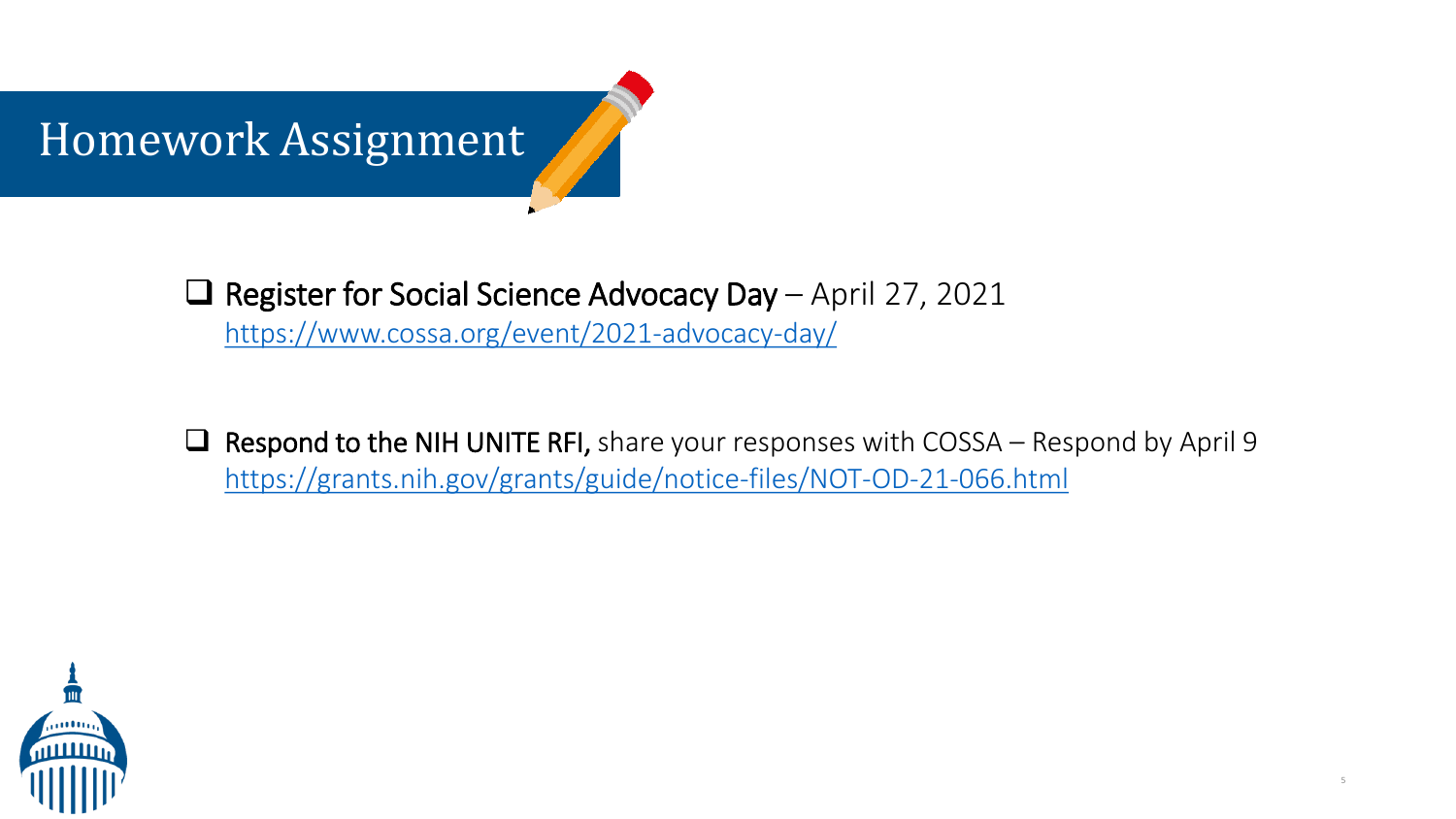# Homework Assignment

- [ ] **Register for Social Science Advocacy Day** – April 27, 2021
  https://www.cossa.org/event/2021-advocacy-day/

- [ ] **Respond to the NIH UNITE RFI,** share your responses with COSSA – Respond by April 9
  https://grants.nih.gov/grants/guide/notice-files/NOT-OD-21-066.html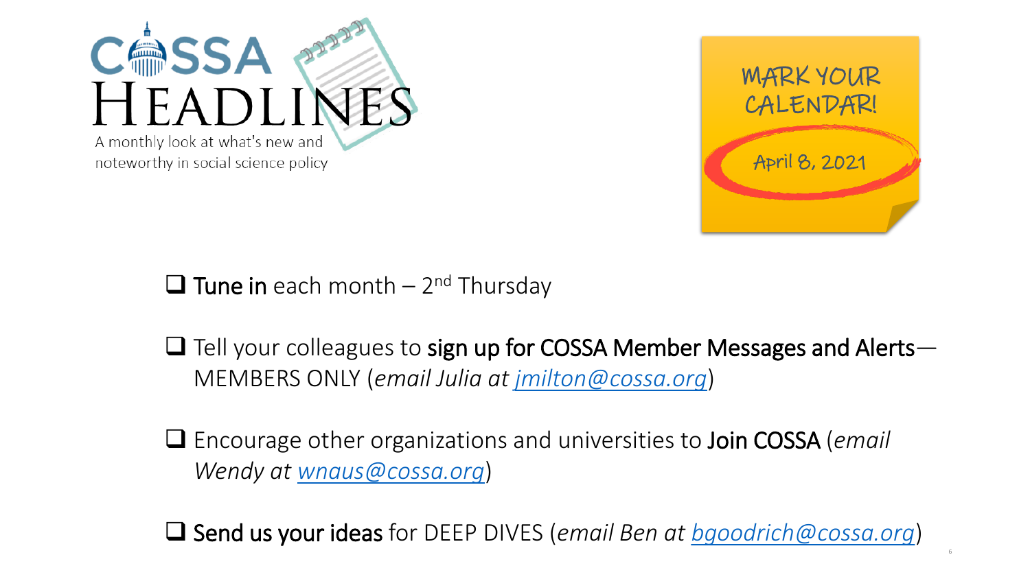# COSSA HEADLINES

A monthly look at what's new and noteworthy in social science policy

MARK YOUR CALENDAR!

April 8, 2021

- **Tune in** each month – 2nd Thursday

- Tell your colleagues to **sign up for COSSA Member Messages and Alerts**—MEMBERS ONLY (*email Julia at jmilton@cossa.org*)

- Encourage other organizations and universities to **Join COSSA** (*email Wendy at wnaus@cossa.org*)

- **Send us your ideas** for DEEP DIVES (*email Ben at bgoodrich@cossa.org*)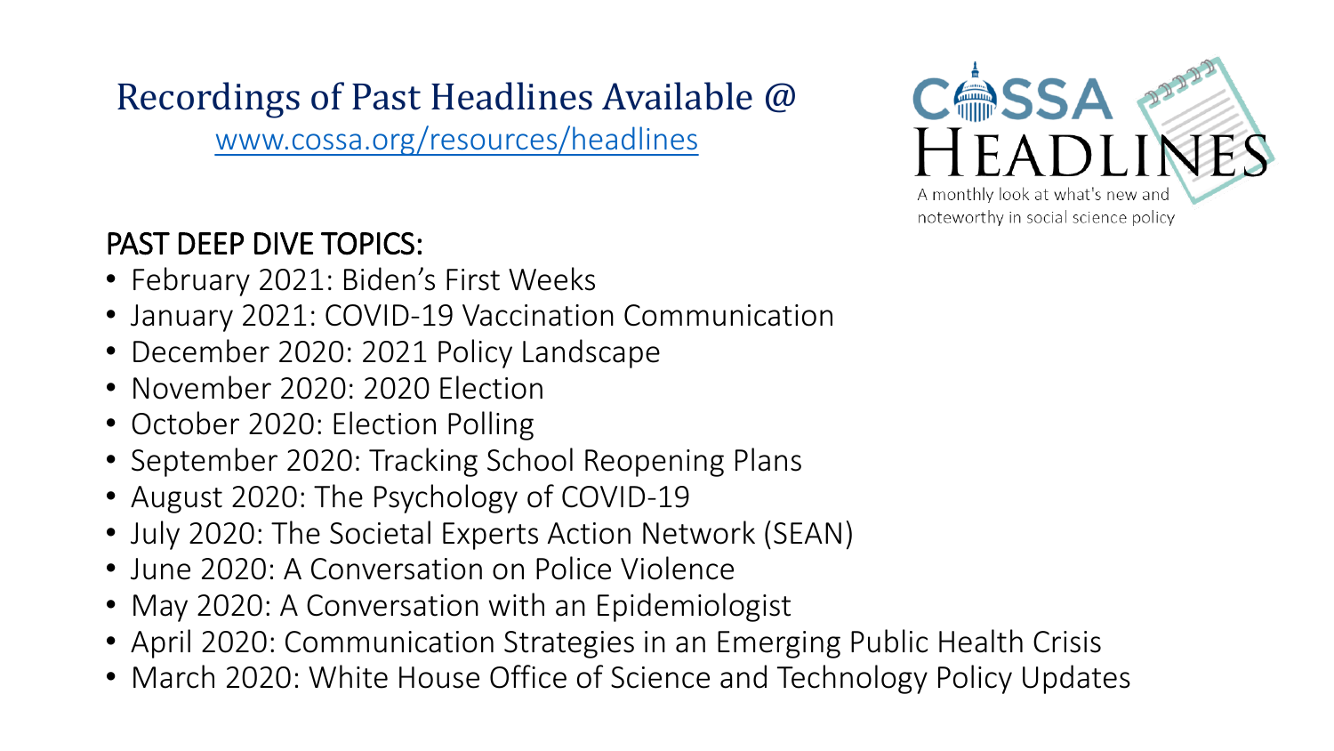# Recordings of Past Headlines Available @

www.cossa.org/resources/headlines

COSSA HEADLINES

A monthly look at what's new and noteworthy in social science policy

## PAST DEEP DIVE TOPICS:

- February 2021: Biden's First Weeks
- January 2021: COVID-19 Vaccination Communication
- December 2020: 2021 Policy Landscape
- November 2020: 2020 Election
- October 2020: Election Polling
- September 2020: Tracking School Reopening Plans
- August 2020: The Psychology of COVID-19
- July 2020: The Societal Experts Action Network (SEAN)
- June 2020: A Conversation on Police Violence
- May 2020: A Conversation with an Epidemiologist
- April 2020: Communication Strategies in an Emerging Public Health Crisis
- March 2020: White House Office of Science and Technology Policy Updates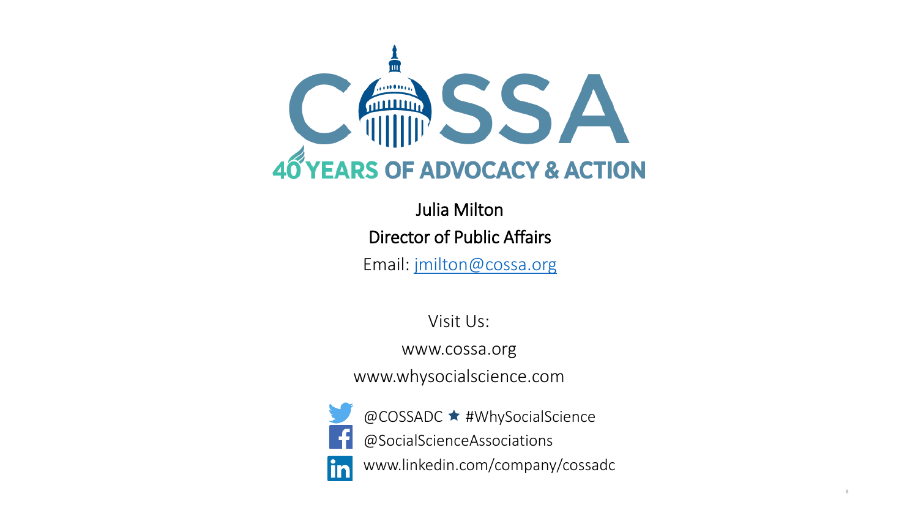COSSA

40 YEARS OF ADVOCACY & ACTION

Julia Milton

Director of Public Affairs

Email: jmilton@cossa.org

Visit Us:

www.cossa.org

www.whysocialscience.com

@COSSADC ★ #WhySocialScience

@SocialScienceAssociations

www.linkedin.com/company/cossadc